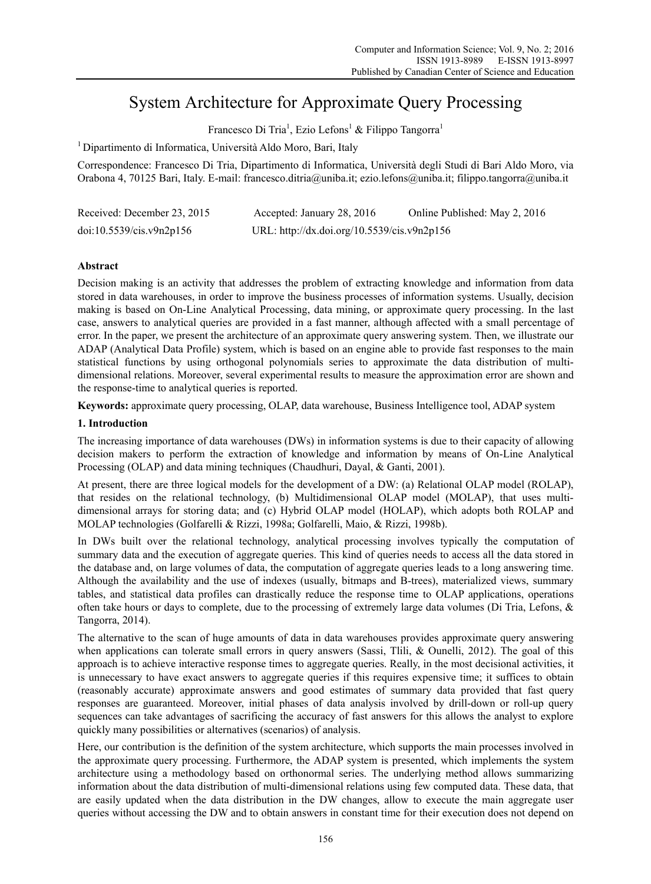# System Architecture for Approximate Query Processing

Francesco Di Tria[1], Ezio Lefons[1] & Filippo Tangorra[1]

[1] Dipartimento di Informatica, Università Aldo Moro, Bari, Italy

Correspondence: Francesco Di Tria, Dipartimento di Informatica, Università degli Studi di Bari Aldo Moro, via Orabona 4, 70125 Bari, Italy. E-mail: francesco.ditria@uniba.it; ezio.lefons@uniba.it; filippo.tangorra@uniba.it

Received: December 23, 2015 Accepted: January 28, 2016 Online Published: May 2, 2016

doi:10.5539/cis.v9n2p156 URL: http://dx.doi.org/10.5539/cis.v9n2p156

## Abstract

Decision making is an activity that addresses the problem of extracting knowledge and information from data stored in data warehouses, in order to improve the business processes of information systems. Usually, decision making is based on On-Line Analytical Processing, data mining, or approximate query processing. In the last case, answers to analytical queries are provided in a fast manner, although affected with a small percentage of error. In the paper, we present the architecture of an approximate query answering system. Then, we illustrate our ADAP (Analytical Data Profile) system, which is based on an engine able to provide fast responses to the main statistical functions by using orthogonal polynomials series to approximate the data distribution of multi-dimensional relations. Moreover, several experimental results to measure the approximation error are shown and the response-time to analytical queries is reported.

**Keywords:** approximate query processing, OLAP, data warehouse, Business Intelligence tool, ADAP system

## 1. Introduction

The increasing importance of data warehouses (DWs) in information systems is due to their capacity of allowing decision makers to perform the extraction of knowledge and information by means of On-Line Analytical Processing (OLAP) and data mining techniques (Chaudhuri, Dayal, & Ganti, 2001).

At present, there are three logical models for the development of a DW: (a) Relational OLAP model (ROLAP), that resides on the relational technology, (b) Multidimensional OLAP model (MOLAP), that uses multi-dimensional arrays for storing data; and (c) Hybrid OLAP model (HOLAP), which adopts both ROLAP and MOLAP technologies (Golfarelli & Rizzi, 1998a; Golfarelli, Maio, & Rizzi, 1998b).

In DWs built over the relational technology, analytical processing involves typically the computation of summary data and the execution of aggregate queries. This kind of queries needs to access all the data stored in the database and, on large volumes of data, the computation of aggregate queries leads to a long answering time. Although the availability and the use of indexes (usually, bitmaps and B-trees), materialized views, summary tables, and statistical data profiles can drastically reduce the response time to OLAP applications, operations often take hours or days to complete, due to the processing of extremely large data volumes (Di Tria, Lefons, & Tangorra, 2014).

The alternative to the scan of huge amounts of data in data warehouses provides approximate query answering when applications can tolerate small errors in query answers (Sassi, Tlili, & Ounelli, 2012). The goal of this approach is to achieve interactive response times to aggregate queries. Really, in the most decisional activities, it is unnecessary to have exact answers to aggregate queries if this requires expensive time; it suffices to obtain (reasonably accurate) approximate answers and good estimates of summary data provided that fast query responses are guaranteed. Moreover, initial phases of data analysis involved by drill-down or roll-up query sequences can take advantages of sacrificing the accuracy of fast answers for this allows the analyst to explore quickly many possibilities or alternatives (scenarios) of analysis.

Here, our contribution is the definition of the system architecture, which supports the main processes involved in the approximate query processing. Furthermore, the ADAP system is presented, which implements the system architecture using a methodology based on orthonormal series. The underlying method allows summarizing information about the data distribution of multi-dimensional relations using few computed data. These data, that are easily updated when the data distribution in the DW changes, allow to execute the main aggregate user queries without accessing the DW and to obtain answers in constant time for their execution does not depend on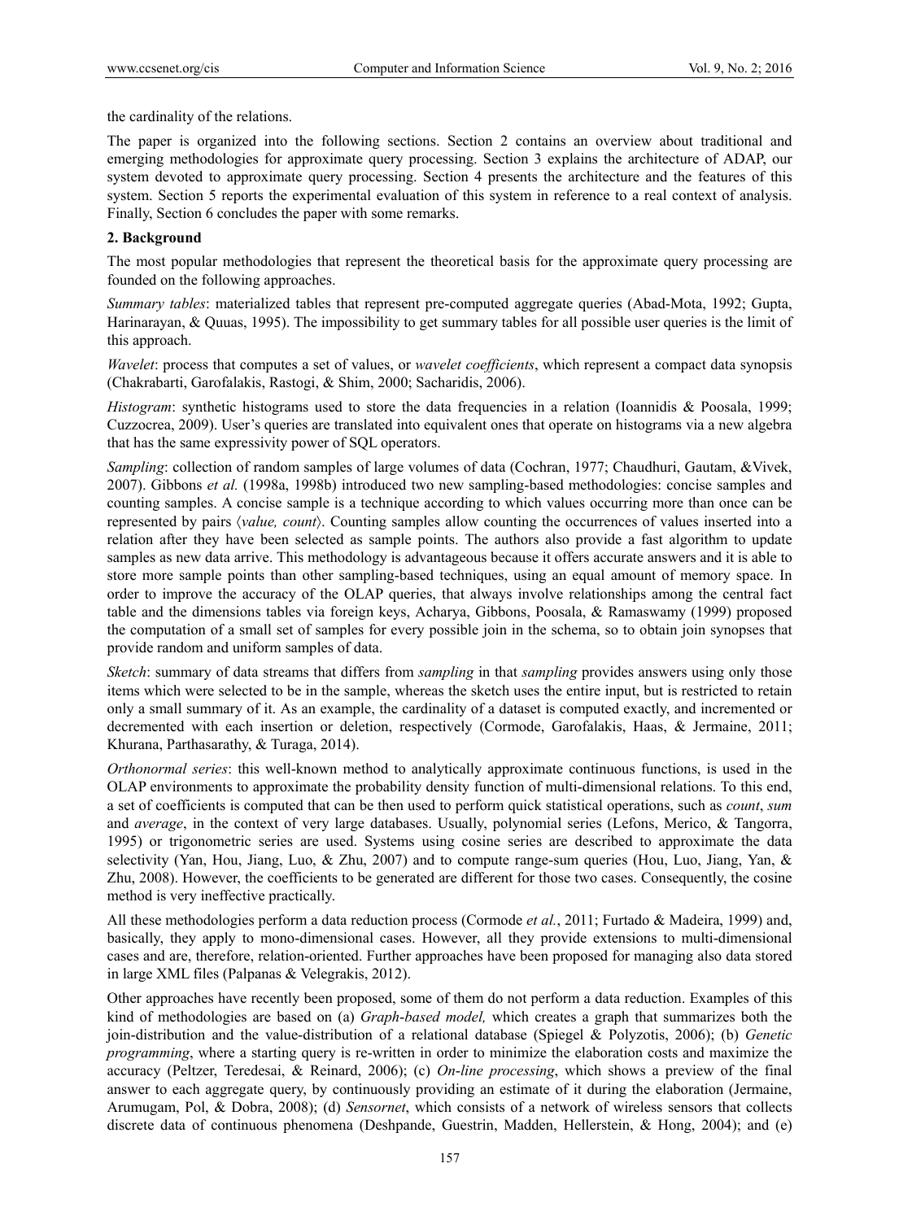the cardinality of the relations.

The paper is organized into the following sections. Section 2 contains an overview about traditional and emerging methodologies for approximate query processing. Section 3 explains the architecture of ADAP, our system devoted to approximate query processing. Section 4 presents the architecture and the features of this system. Section 5 reports the experimental evaluation of this system in reference to a real context of analysis. Finally, Section 6 concludes the paper with some remarks.

## 2. Background

The most popular methodologies that represent the theoretical basis for the approximate query processing are founded on the following approaches.

*Summary tables*: materialized tables that represent pre-computed aggregate queries (Abad-Mota, 1992; Gupta, Harinarayan, & Quuas, 1995). The impossibility to get summary tables for all possible user queries is the limit of this approach.

*Wavelet*: process that computes a set of values, or *wavelet coefficients*, which represent a compact data synopsis (Chakrabarti, Garofalakis, Rastogi, & Shim, 2000; Sacharidis, 2006).

*Histogram*: synthetic histograms used to store the data frequencies in a relation (Ioannidis & Poosala, 1999; Cuzzocrea, 2009). User's queries are translated into equivalent ones that operate on histograms via a new algebra that has the same expressivity power of SQL operators.

*Sampling*: collection of random samples of large volumes of data (Cochran, 1977; Chaudhuri, Gautam, &Vivek, 2007). Gibbons *et al.* (1998a, 1998b) introduced two new sampling-based methodologies: concise samples and counting samples. A concise sample is a technique according to which values occurring more than once can be represented by pairs ⟨*value, count*⟩. Counting samples allow counting the occurrences of values inserted into a relation after they have been selected as sample points. The authors also provide a fast algorithm to update samples as new data arrive. This methodology is advantageous because it offers accurate answers and it is able to store more sample points than other sampling-based techniques, using an equal amount of memory space. In order to improve the accuracy of the OLAP queries, that always involve relationships among the central fact table and the dimensions tables via foreign keys, Acharya, Gibbons, Poosala, & Ramaswamy (1999) proposed the computation of a small set of samples for every possible join in the schema, so to obtain join synopses that provide random and uniform samples of data.

*Sketch*: summary of data streams that differs from *sampling* in that *sampling* provides answers using only those items which were selected to be in the sample, whereas the sketch uses the entire input, but is restricted to retain only a small summary of it. As an example, the cardinality of a dataset is computed exactly, and incremented or decremented with each insertion or deletion, respectively (Cormode, Garofalakis, Haas, & Jermaine, 2011; Khurana, Parthasarathy, & Turaga, 2014).

*Orthonormal series*: this well-known method to analytically approximate continuous functions, is used in the OLAP environments to approximate the probability density function of multi-dimensional relations. To this end, a set of coefficients is computed that can be then used to perform quick statistical operations, such as *count*, *sum* and *average*, in the context of very large databases. Usually, polynomial series (Lefons, Merico, & Tangorra, 1995) or trigonometric series are used. Systems using cosine series are described to approximate the data selectivity (Yan, Hou, Jiang, Luo, & Zhu, 2007) and to compute range-sum queries (Hou, Luo, Jiang, Yan, & Zhu, 2008). However, the coefficients to be generated are different for those two cases. Consequently, the cosine method is very ineffective practically.

All these methodologies perform a data reduction process (Cormode *et al.*, 2011; Furtado & Madeira, 1999) and, basically, they apply to mono-dimensional cases. However, all they provide extensions to multi-dimensional cases and are, therefore, relation-oriented. Further approaches have been proposed for managing also data stored in large XML files (Palpanas & Velegrakis, 2012).

Other approaches have recently been proposed, some of them do not perform a data reduction. Examples of this kind of methodologies are based on (a) *Graph-based model,* which creates a graph that summarizes both the join-distribution and the value-distribution of a relational database (Spiegel & Polyzotis, 2006); (b) *Genetic programming*, where a starting query is re-written in order to minimize the elaboration costs and maximize the accuracy (Peltzer, Teredesai, & Reinard, 2006); (c) *On-line processing*, which shows a preview of the final answer to each aggregate query, by continuously providing an estimate of it during the elaboration (Jermaine, Arumugam, Pol, & Dobra, 2008); (d) *Sensornet*, which consists of a network of wireless sensors that collects discrete data of continuous phenomena (Deshpande, Guestrin, Madden, Hellerstein, & Hong, 2004); and (e)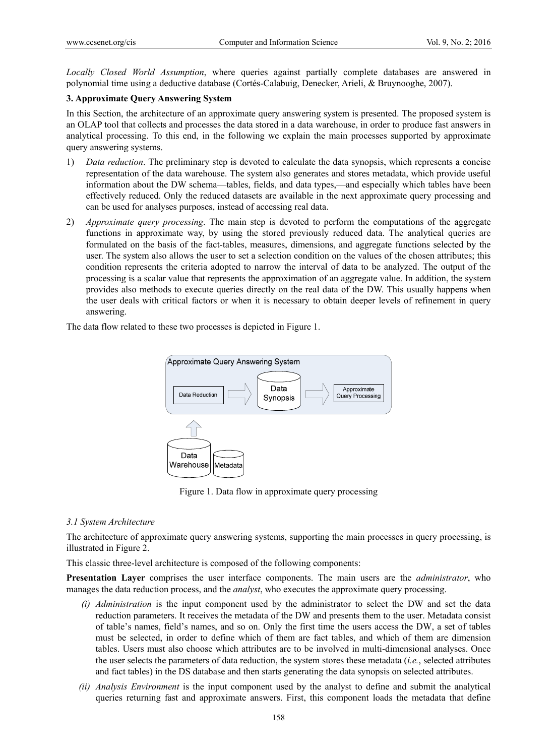*Locally Closed World Assumption*, where queries against partially complete databases are answered in polynomial time using a deductive database (Cortés-Calabuig, Denecker, Arieli, & Bruynooghe, 2007).

## 3. Approximate Query Answering System

In this Section, the architecture of an approximate query answering system is presented. The proposed system is an OLAP tool that collects and processes the data stored in a data warehouse, in order to produce fast answers in analytical processing. To this end, in the following we explain the main processes supported by approximate query answering systems.

1) *Data reduction*. The preliminary step is devoted to calculate the data synopsis, which represents a concise representation of the data warehouse. The system also generates and stores metadata, which provide useful information about the DW schema—tables, fields, and data types,—and especially which tables have been effectively reduced. Only the reduced datasets are available in the next approximate query processing and can be used for analyses purposes, instead of accessing real data.

2) *Approximate query processing*. The main step is devoted to perform the computations of the aggregate functions in approximate way, by using the stored previously reduced data. The analytical queries are formulated on the basis of the fact-tables, measures, dimensions, and aggregate functions selected by the user. The system also allows the user to set a selection condition on the values of the chosen attributes; this condition represents the criteria adopted to narrow the interval of data to be analyzed. The output of the processing is a scalar value that represents the approximation of an aggregate value. In addition, the system provides also methods to execute queries directly on the real data of the DW. This usually happens when the user deals with critical factors or when it is necessary to obtain deeper levels of refinement in query answering.

The data flow related to these two processes is depicted in Figure 1.

Figure 1. Data flow in approximate query processing

### 3.1 System Architecture

The architecture of approximate query answering systems, supporting the main processes in query processing, is illustrated in Figure 2.

This classic three-level architecture is composed of the following components:

**Presentation Layer** comprises the user interface components. The main users are the *administrator*, who manages the data reduction process, and the *analyst*, who executes the approximate query processing.

*(i) Administration* is the input component used by the administrator to select the DW and set the data reduction parameters. It receives the metadata of the DW and presents them to the user. Metadata consist of table's names, field's names, and so on. Only the first time the users access the DW, a set of tables must be selected, in order to define which of them are fact tables, and which of them are dimension tables. Users must also choose which attributes are to be involved in multi-dimensional analyses. Once the user selects the parameters of data reduction, the system stores these metadata (*i.e.*, selected attributes and fact tables) in the DS database and then starts generating the data synopsis on selected attributes.

*(ii) Analysis Environment* is the input component used by the analyst to define and submit the analytical queries returning fast and approximate answers. First, this component loads the metadata that define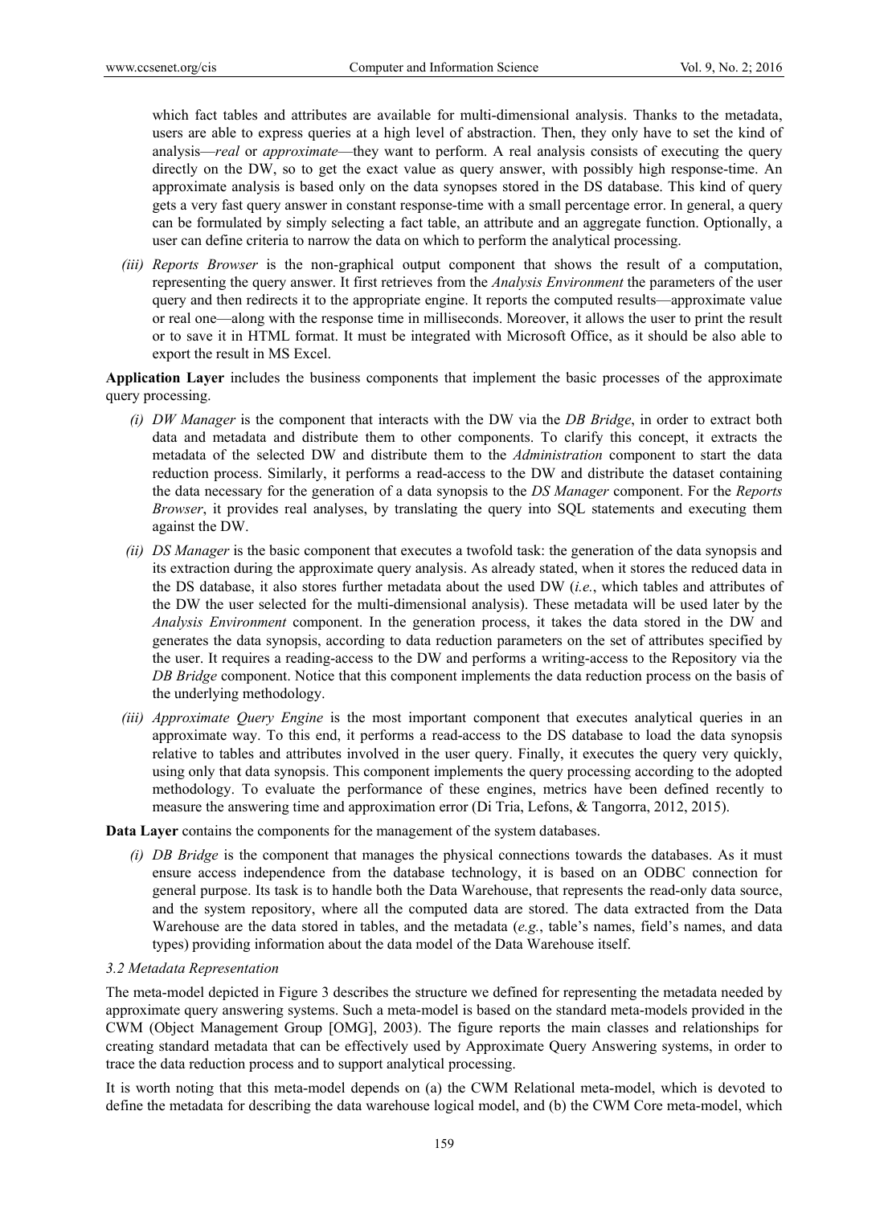which fact tables and attributes are available for multi-dimensional analysis. Thanks to the metadata, users are able to express queries at a high level of abstraction. Then, they only have to set the kind of analysis—*real* or *approximate*—they want to perform. A real analysis consists of executing the query directly on the DW, so to get the exact value as query answer, with possibly high response-time. An approximate analysis is based only on the data synopses stored in the DS database. This kind of query gets a very fast query answer in constant response-time with a small percentage error. In general, a query can be formulated by simply selecting a fact table, an attribute and an aggregate function. Optionally, a user can define criteria to narrow the data on which to perform the analytical processing.

*(iii) Reports Browser* is the non-graphical output component that shows the result of a computation, representing the query answer. It first retrieves from the *Analysis Environment* the parameters of the user query and then redirects it to the appropriate engine. It reports the computed results—approximate value or real one—along with the response time in milliseconds. Moreover, it allows the user to print the result or to save it in HTML format. It must be integrated with Microsoft Office, as it should be also able to export the result in MS Excel.

**Application Layer** includes the business components that implement the basic processes of the approximate query processing.

*(i) DW Manager* is the component that interacts with the DW via the *DB Bridge*, in order to extract both data and metadata and distribute them to other components. To clarify this concept, it extracts the metadata of the selected DW and distribute them to the *Administration* component to start the data reduction process. Similarly, it performs a read-access to the DW and distribute the dataset containing the data necessary for the generation of a data synopsis to the *DS Manager* component. For the *Reports Browser*, it provides real analyses, by translating the query into SQL statements and executing them against the DW.

*(ii) DS Manager* is the basic component that executes a twofold task: the generation of the data synopsis and its extraction during the approximate query analysis. As already stated, when it stores the reduced data in the DS database, it also stores further metadata about the used DW (*i.e.*, which tables and attributes of the DW the user selected for the multi-dimensional analysis). These metadata will be used later by the *Analysis Environment* component. In the generation process, it takes the data stored in the DW and generates the data synopsis, according to data reduction parameters on the set of attributes specified by the user. It requires a reading-access to the DW and performs a writing-access to the Repository via the *DB Bridge* component. Notice that this component implements the data reduction process on the basis of the underlying methodology.

*(iii) Approximate Query Engine* is the most important component that executes analytical queries in an approximate way. To this end, it performs a read-access to the DS database to load the data synopsis relative to tables and attributes involved in the user query. Finally, it executes the query very quickly, using only that data synopsis. This component implements the query processing according to the adopted methodology. To evaluate the performance of these engines, metrics have been defined recently to measure the answering time and approximation error (Di Tria, Lefons, & Tangorra, 2012, 2015).

**Data Layer** contains the components for the management of the system databases.

*(i) DB Bridge* is the component that manages the physical connections towards the databases. As it must ensure access independence from the database technology, it is based on an ODBC connection for general purpose. Its task is to handle both the Data Warehouse, that represents the read-only data source, and the system repository, where all the computed data are stored. The data extracted from the Data Warehouse are the data stored in tables, and the metadata (*e.g.*, table's names, field's names, and data types) providing information about the data model of the Data Warehouse itself.

### *3.2 Metadata Representation*

The meta-model depicted in Figure 3 describes the structure we defined for representing the metadata needed by approximate query answering systems. Such a meta-model is based on the standard meta-models provided in the CWM (Object Management Group [OMG], 2003). The figure reports the main classes and relationships for creating standard metadata that can be effectively used by Approximate Query Answering systems, in order to trace the data reduction process and to support analytical processing.

It is worth noting that this meta-model depends on (a) the CWM Relational meta-model, which is devoted to define the metadata for describing the data warehouse logical model, and (b) the CWM Core meta-model, which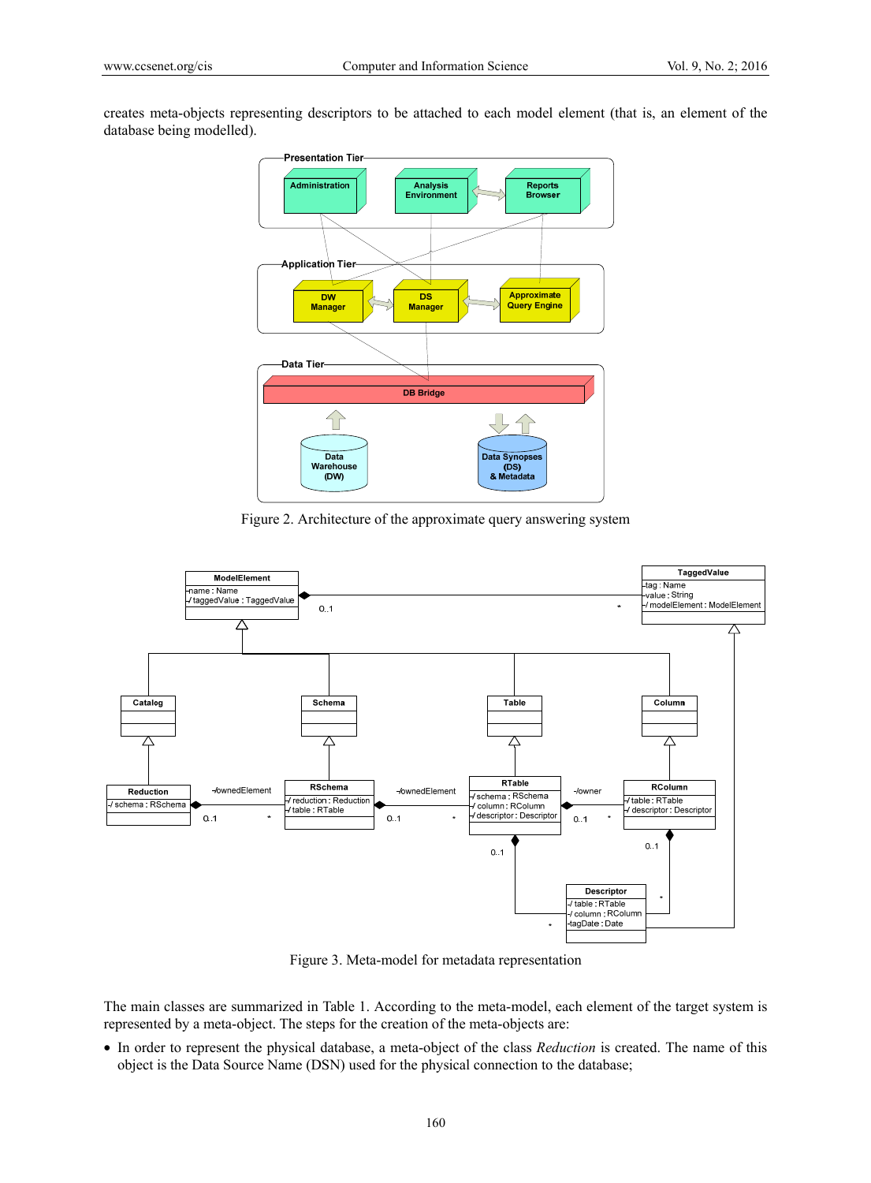creates meta-objects representing descriptors to be attached to each model element (that is, an element of the database being modelled).

Figure 2. Architecture of the approximate query answering system

Figure 3. Meta-model for metadata representation

The main classes are summarized in Table 1. According to the meta-model, each element of the target system is represented by a meta-object. The steps for the creation of the meta-objects are:

- In order to represent the physical database, a meta-object of the class *Reduction* is created. The name of this object is the Data Source Name (DSN) used for the physical connection to the database;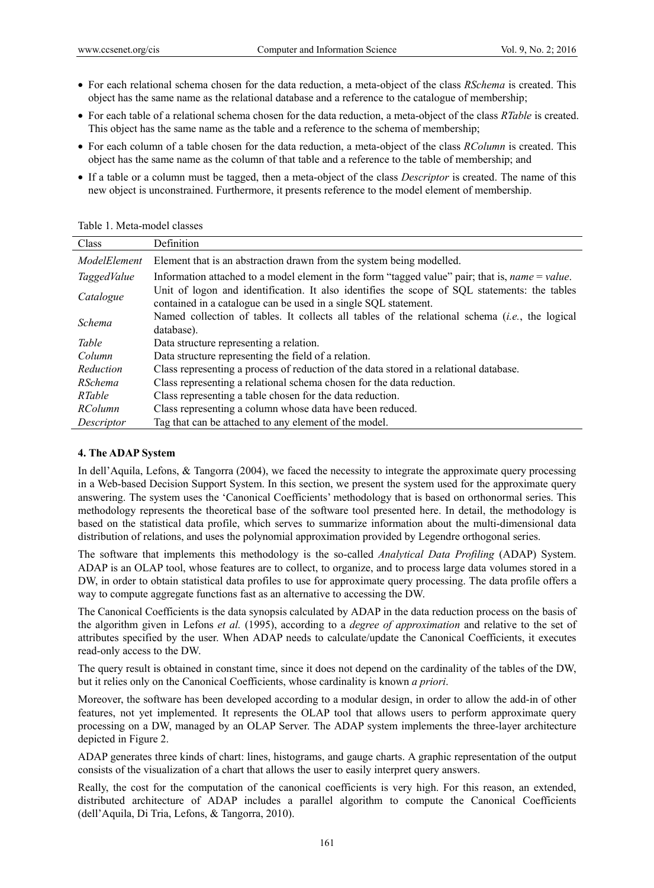- For each relational schema chosen for the data reduction, a meta-object of the class *RSchema* is created. This object has the same name as the relational database and a reference to the catalogue of membership;
- For each table of a relational schema chosen for the data reduction, a meta-object of the class *RTable* is created. This object has the same name as the table and a reference to the schema of membership;
- For each column of a table chosen for the data reduction, a meta-object of the class *RColumn* is created. This object has the same name as the column of that table and a reference to the table of membership; and
- If a table or a column must be tagged, then a meta-object of the class *Descriptor* is created. The name of this new object is unconstrained. Furthermore, it presents reference to the model element of membership.

Table 1. Meta-model classes

| Class | Definition |
|---|---|
| *ModelElement* | Element that is an abstraction drawn from the system being modelled. |
| *TaggedValue* | Information attached to a model element in the form "tagged value" pair; that is, *name* = *value*. |
| *Catalogue* | Unit of logon and identification. It also identifies the scope of SQL statements: the tables contained in a catalogue can be used in a single SQL statement. |
| *Schema* | Named collection of tables. It collects all tables of the relational schema (*i.e.*, the logical database). |
| *Table* | Data structure representing a relation. |
| *Column* | Data structure representing the field of a relation. |
| *Reduction* | Class representing a process of reduction of the data stored in a relational database. |
| *RSchema* | Class representing a relational schema chosen for the data reduction. |
| *RTable* | Class representing a table chosen for the data reduction. |
| *RColumn* | Class representing a column whose data have been reduced. |
| *Descriptor* | Tag that can be attached to any element of the model. |

## 4. The ADAP System

In dell'Aquila, Lefons, & Tangorra (2004), we faced the necessity to integrate the approximate query processing in a Web-based Decision Support System. In this section, we present the system used for the approximate query answering. The system uses the 'Canonical Coefficients' methodology that is based on orthonormal series. This methodology represents the theoretical base of the software tool presented here. In detail, the methodology is based on the statistical data profile, which serves to summarize information about the multi-dimensional data distribution of relations, and uses the polynomial approximation provided by Legendre orthogonal series.

The software that implements this methodology is the so-called *Analytical Data Profiling* (ADAP) System. ADAP is an OLAP tool, whose features are to collect, to organize, and to process large data volumes stored in a DW, in order to obtain statistical data profiles to use for approximate query processing. The data profile offers a way to compute aggregate functions fast as an alternative to accessing the DW.

The Canonical Coefficients is the data synopsis calculated by ADAP in the data reduction process on the basis of the algorithm given in Lefons *et al.* (1995), according to a *degree of approximation* and relative to the set of attributes specified by the user. When ADAP needs to calculate/update the Canonical Coefficients, it executes read-only access to the DW.

The query result is obtained in constant time, since it does not depend on the cardinality of the tables of the DW, but it relies only on the Canonical Coefficients, whose cardinality is known *a priori*.

Moreover, the software has been developed according to a modular design, in order to allow the add-in of other features, not yet implemented. It represents the OLAP tool that allows users to perform approximate query processing on a DW, managed by an OLAP Server. The ADAP system implements the three-layer architecture depicted in Figure 2.

ADAP generates three kinds of chart: lines, histograms, and gauge charts. A graphic representation of the output consists of the visualization of a chart that allows the user to easily interpret query answers.

Really, the cost for the computation of the canonical coefficients is very high. For this reason, an extended, distributed architecture of ADAP includes a parallel algorithm to compute the Canonical Coefficients (dell'Aquila, Di Tria, Lefons, & Tangorra, 2010).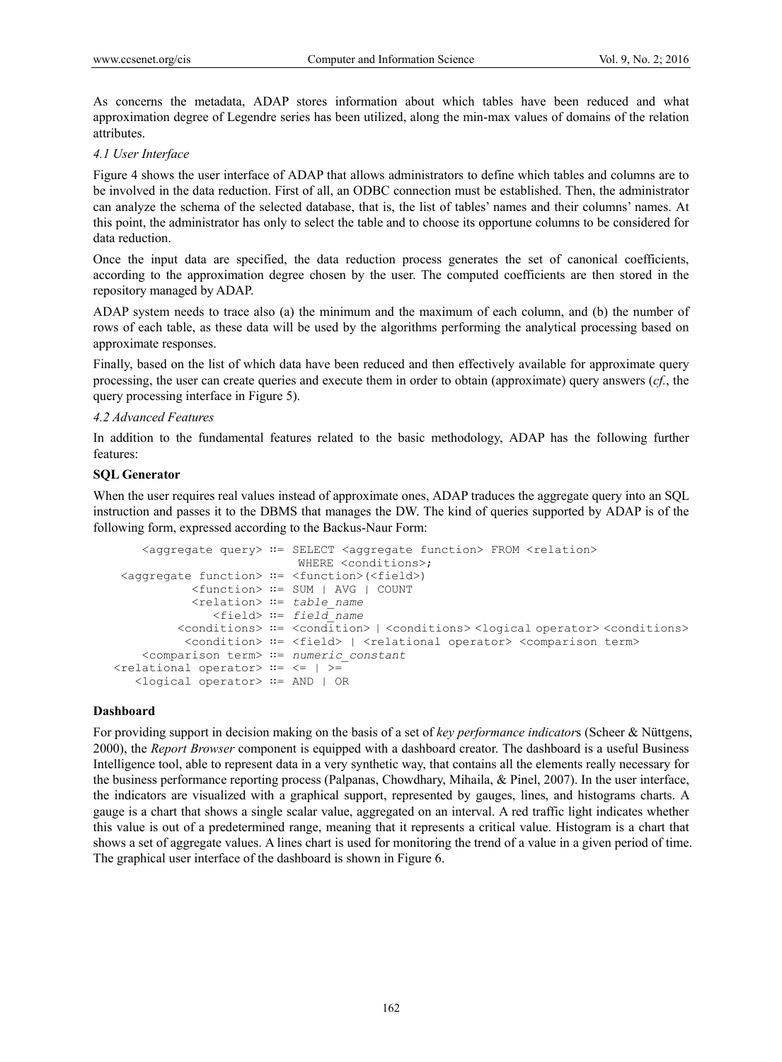As concerns the metadata, ADAP stores information about which tables have been reduced and what approximation degree of Legendre series has been utilized, along the min-max values of domains of the relation attributes.

### *4.1 User Interface*

Figure 4 shows the user interface of ADAP that allows administrators to define which tables and columns are to be involved in the data reduction. First of all, an ODBC connection must be established. Then, the administrator can analyze the schema of the selected database, that is, the list of tables' names and their columns' names. At this point, the administrator has only to select the table and to choose its opportune columns to be considered for data reduction.

Once the input data are specified, the data reduction process generates the set of canonical coefficients, according to the approximation degree chosen by the user. The computed coefficients are then stored in the repository managed by ADAP.

ADAP system needs to trace also (a) the minimum and the maximum of each column, and (b) the number of rows of each table, as these data will be used by the algorithms performing the analytical processing based on approximate responses.

Finally, based on the list of which data have been reduced and then effectively available for approximate query processing, the user can create queries and execute them in order to obtain (approximate) query answers (*cf.*, the query processing interface in Figure 5).

### *4.2 Advanced Features*

In addition to the fundamental features related to the basic methodology, ADAP has the following further features:

**SQL Generator**

When the user requires real values instead of approximate ones, ADAP traduces the aggregate query into an SQL instruction and passes it to the DBMS that manages the DW. The kind of queries supported by ADAP is of the following form, expressed according to the Backus-Naur Form:

```
      <aggregate query> ::= SELECT <aggregate function> FROM <relation>
                             WHERE <conditions>;
   <aggregate function> ::= <function>(<field>)
             <function> ::= SUM | AVG | COUNT
             <relation> ::= table_name
                <field> ::= field_name
           <conditions> ::= <condition> | <conditions> <logical operator> <conditions>
            <condition> ::= <field> | <relational operator> <comparison term>
      <comparison term> ::= numeric_constant
  <relational operator> ::= <= | >=
     <logical operator> ::= AND | OR
```

**Dashboard**

For providing support in decision making on the basis of a set of *key performance indicator*s (Scheer & Nüttgens, 2000), the *Report Browser* component is equipped with a dashboard creator. The dashboard is a useful Business Intelligence tool, able to represent data in a very synthetic way, that contains all the elements really necessary for the business performance reporting process (Palpanas, Chowdhary, Mihaila, & Pinel, 2007). In the user interface, the indicators are visualized with a graphical support, represented by gauges, lines, and histograms charts. A gauge is a chart that shows a single scalar value, aggregated on an interval. A red traffic light indicates whether this value is out of a predetermined range, meaning that it represents a critical value. Histogram is a chart that shows a set of aggregate values. A lines chart is used for monitoring the trend of a value in a given period of time. The graphical user interface of the dashboard is shown in Figure 6.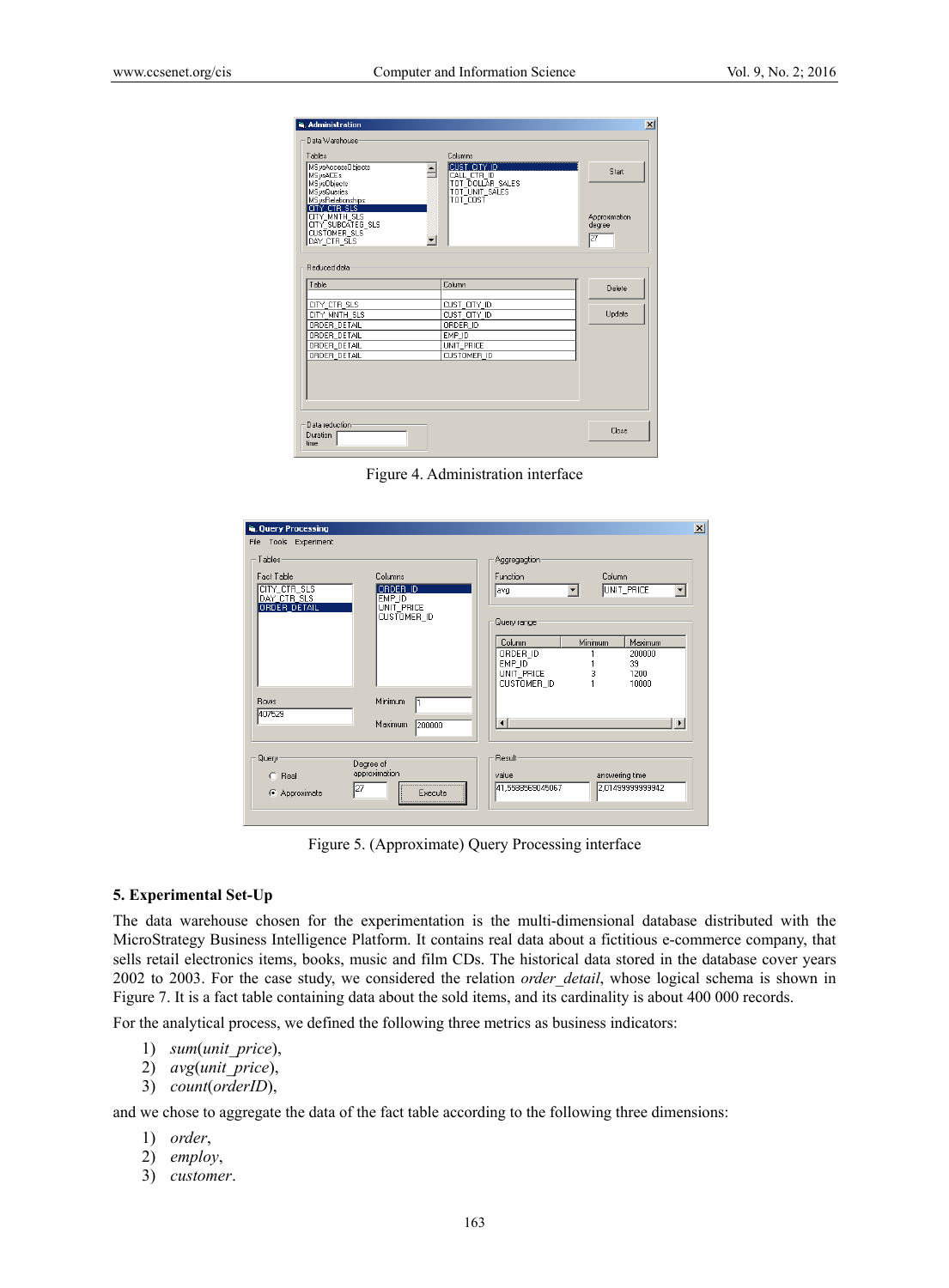Figure 4. Administration interface

Figure 5. (Approximate) Query Processing interface

## 5. Experimental Set-Up

The data warehouse chosen for the experimentation is the multi-dimensional database distributed with the MicroStrategy Business Intelligence Platform. It contains real data about a fictitious e-commerce company, that sells retail electronics items, books, music and film CDs. The historical data stored in the database cover years 2002 to 2003. For the case study, we considered the relation *order_detail*, whose logical schema is shown in Figure 7. It is a fact table containing data about the sold items, and its cardinality is about 400 000 records.

For the analytical process, we defined the following three metrics as business indicators:

1) *sum*(*unit_price*),
2) *avg*(*unit_price*),
3) *count*(*orderID*),

and we chose to aggregate the data of the fact table according to the following three dimensions:

1) *order*,
2) *employ*,
3) *customer*.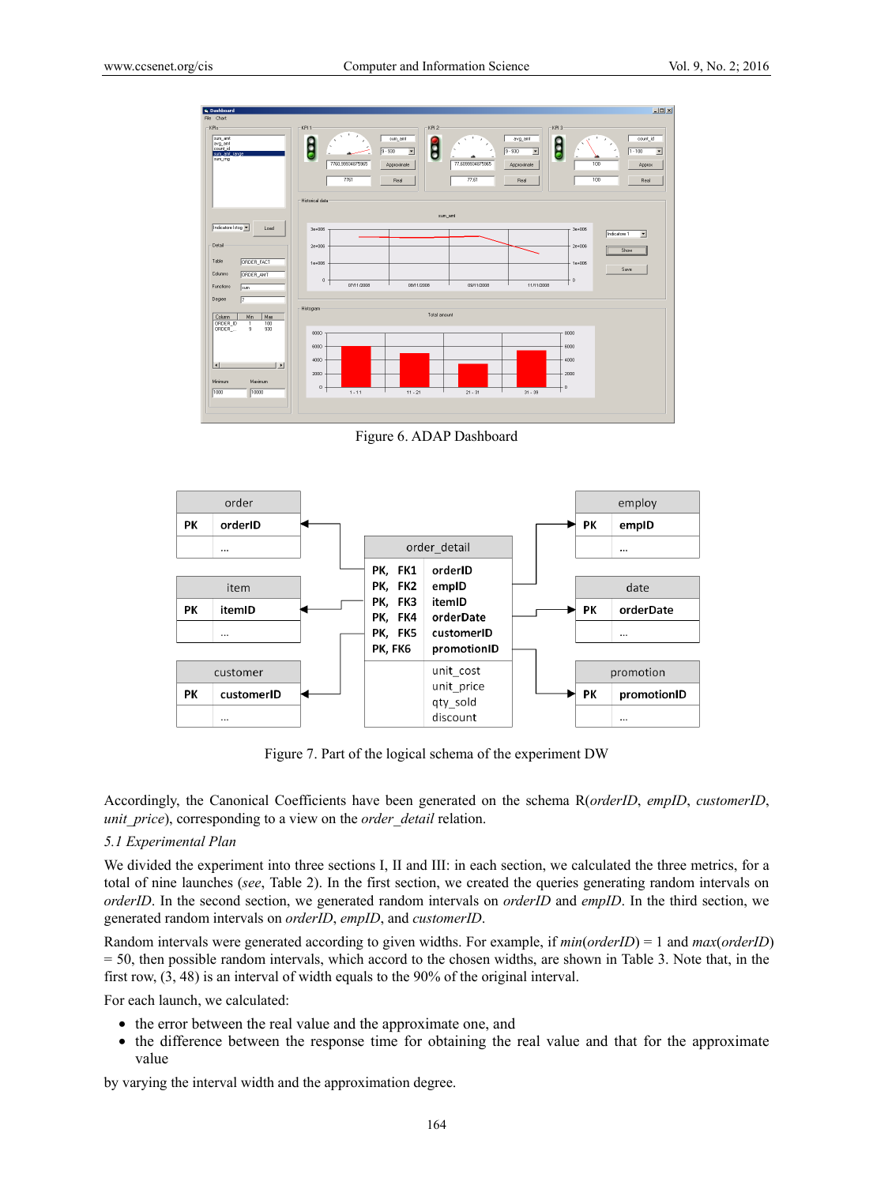Figure 6. ADAP Dashboard

Figure 7. Part of the logical schema of the experiment DW

Accordingly, the Canonical Coefficients have been generated on the schema R(*orderID*, *empID*, *customerID*, *unit_price*), corresponding to a view on the *order_detail* relation.

### 5.1 Experimental Plan

We divided the experiment into three sections I, II and III: in each section, we calculated the three metrics, for a total of nine launches (*see*, Table 2). In the first section, we created the queries generating random intervals on *orderID*. In the second section, we generated random intervals on *orderID* and *empID*. In the third section, we generated random intervals on *orderID*, *empID*, and *customerID*.

Random intervals were generated according to given widths. For example, if *min*(*orderID*) = 1 and *max*(*orderID*) = 50, then possible random intervals, which accord to the chosen widths, are shown in Table 3. Note that, in the first row, (3, 48) is an interval of width equals to the 90% of the original interval.

For each launch, we calculated:

- the error between the real value and the approximate one, and
- the difference between the response time for obtaining the real value and that for the approximate value

by varying the interval width and the approximation degree.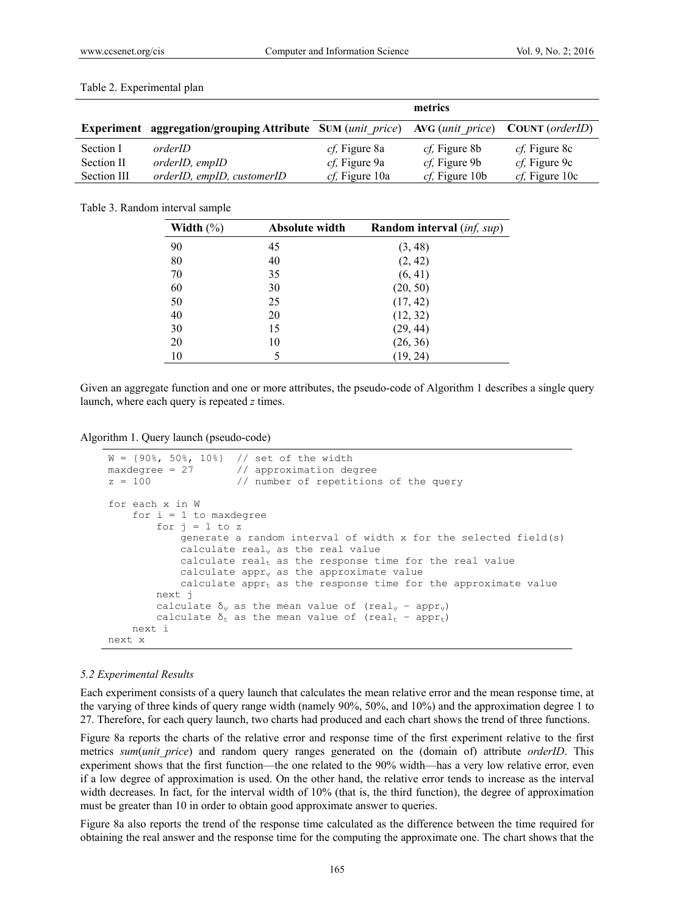Table 2. Experimental plan

| | | metrics | | |
|---|---|---|---|---|
| **Experiment** | **aggregation/grouping Attribute** | **SUM** (*unit_price*) | **AVG** (*unit_price*) | **COUNT** (*orderID*) |
| Section I | *orderID* | *cf,* Figure 8a | *cf,* Figure 8b | *cf,* Figure 8c |
| Section II | *orderID, empID* | *cf,* Figure 9a | *cf,* Figure 9b | *cf,* Figure 9c |
| Section III | *orderID, empID, customerID* | *cf,* Figure 10a | *cf,* Figure 10b | *cf,* Figure 10c |

Table 3. Random interval sample

| **Width** (%) | **Absolute width** | **Random interval** (*inf, sup*) |
|---|---|---|
| 90 | 45 | (3, 48) |
| 80 | 40 | (2, 42) |
| 70 | 35 | (6, 41) |
| 60 | 30 | (20, 50) |
| 50 | 25 | (17, 42) |
| 40 | 20 | (12, 32) |
| 30 | 15 | (29, 44) |
| 20 | 10 | (26, 36) |
| 10 | 5 | (19, 24) |

Given an aggregate function and one or more attributes, the pseudo-code of Algorithm 1 describes a single query launch, where each query is repeated *z* times.

Algorithm 1. Query launch (pseudo-code)

```
W = {90%, 50%, 10%}  // set of the width
maxdegree = 27       // approximation degree
z = 100              // number of repetitions of the query

for each x in W
    for i = 1 to maxdegree
        for j = 1 to z
            generate a random interval of width x for the selected field(s)
            calculate real_v as the real value
            calculate real_t as the response time for the real value
            calculate appr_v as the approximate value
            calculate appr_t as the response time for the approximate value
        next j
        calculate δ_v as the mean value of (real_v – appr_v)
        calculate δ_t as the mean value of (real_t – appr_t)
    next i
next x
```

### 5.2 Experimental Results

Each experiment consists of a query launch that calculates the mean relative error and the mean response time, at the varying of three kinds of query range width (namely 90%, 50%, and 10%) and the approximation degree 1 to 27. Therefore, for each query launch, two charts had produced and each chart shows the trend of three functions.

Figure 8a reports the charts of the relative error and response time of the first experiment relative to the first metrics *sum*(*unit_price*) and random query ranges generated on the (domain of) attribute *orderID*. This experiment shows that the first function—the one related to the 90% width—has a very low relative error, even if a low degree of approximation is used. On the other hand, the relative error tends to increase as the interval width decreases. In fact, for the interval width of 10% (that is, the third function), the degree of approximation must be greater than 10 in order to obtain good approximate answer to queries.

Figure 8a also reports the trend of the response time calculated as the difference between the time required for obtaining the real answer and the response time for the computing the approximate one. The chart shows that the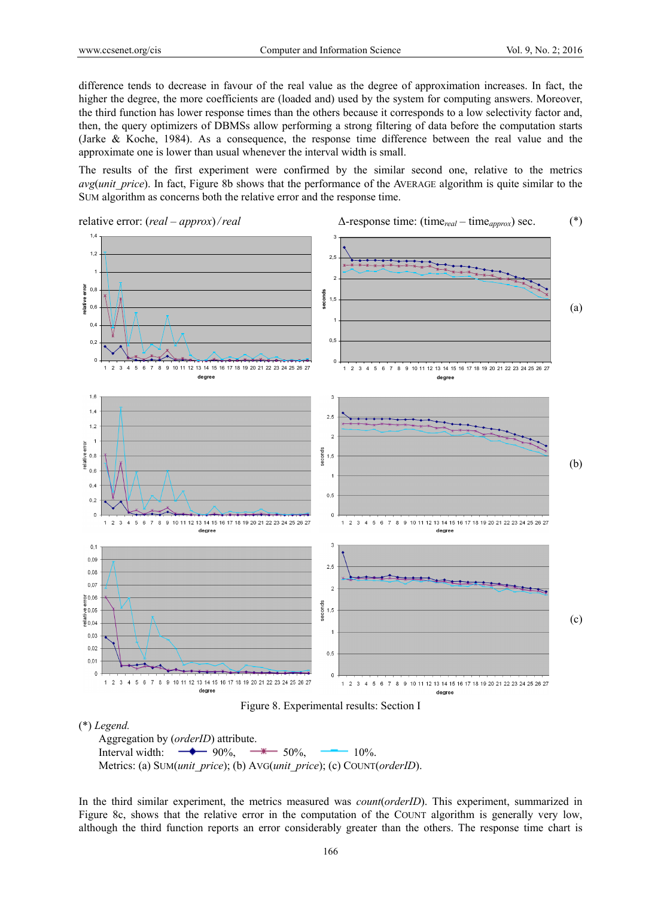difference tends to decrease in favour of the real value as the degree of approximation increases. In fact, the higher the degree, the more coefficients are (loaded and) used by the system for computing answers. Moreover, the third function has lower response times than the others because it corresponds to a low selectivity factor and, then, the query optimizers of DBMSs allow performing a strong filtering of data before the computation starts (Jarke & Koche, 1984). As a consequence, the response time difference between the real value and the approximate one is lower than usual whenever the interval width is small.

The results of the first experiment were confirmed by the similar second one, relative to the metrics *avg*(*unit_price*). In fact, Figure 8b shows that the performance of the AVERAGE algorithm is quite similar to the SUM algorithm as concerns both the relative error and the response time.

relative error: (*real* – *approx*) / *real* Δ-response time: ($time_{real}$ – $time_{approx}$) sec. (*)

Figure 8. Experimental results: Section I

(*) *Legend.*

Aggregation by (*orderID*) attribute.

Interval width: 90%, 50%, 10%.

Metrics: (a) SUM(*unit_price*); (b) AVG(*unit_price*); (c) COUNT(*orderID*).

In the third similar experiment, the metrics measured was *count*(*orderID*). This experiment, summarized in Figure 8c, shows that the relative error in the computation of the COUNT algorithm is generally very low, although the third function reports an error considerably greater than the others. The response time chart is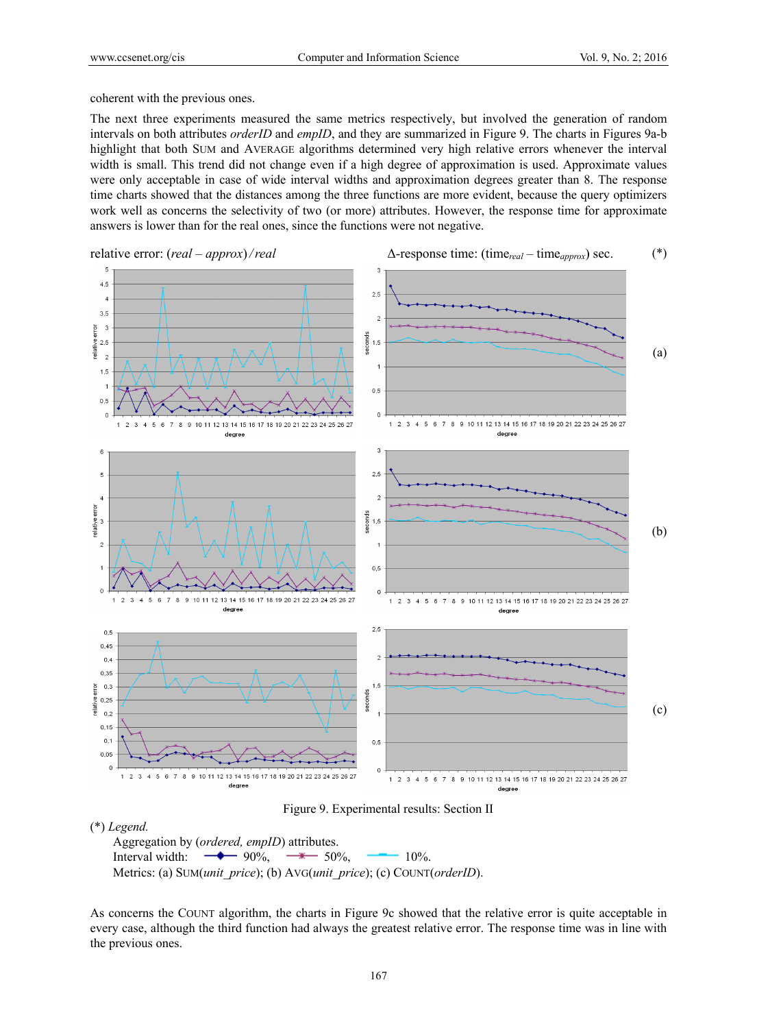coherent with the previous ones.

The next three experiments measured the same metrics respectively, but involved the generation of random intervals on both attributes *orderID* and *empID*, and they are summarized in Figure 9. The charts in Figures 9a-b highlight that both SUM and AVERAGE algorithms determined very high relative errors whenever the interval width is small. This trend did not change even if a high degree of approximation is used. Approximate values were only acceptable in case of wide interval widths and approximation degrees greater than 8. The response time charts showed that the distances among the three functions are more evident, because the query optimizers work well as concerns the selectivity of two (or more) attributes. However, the response time for approximate answers is lower than for the real ones, since the functions were not negative.

relative error: (*real* – *approx*) / *real*

Δ-response time: ($time_{real}$ – $time_{approx}$) sec. (*)

(a)

(b)

(c)

Figure 9. Experimental results: Section II

(*) *Legend.*

Aggregation by (*ordered, empID*) attributes.

Interval width: 90%, 50%, 10%.

Metrics: (a) SUM(*unit_price*); (b) AVG(*unit_price*); (c) COUNT(*orderID*).

As concerns the COUNT algorithm, the charts in Figure 9c showed that the relative error is quite acceptable in every case, although the third function had always the greatest relative error. The response time was in line with the previous ones.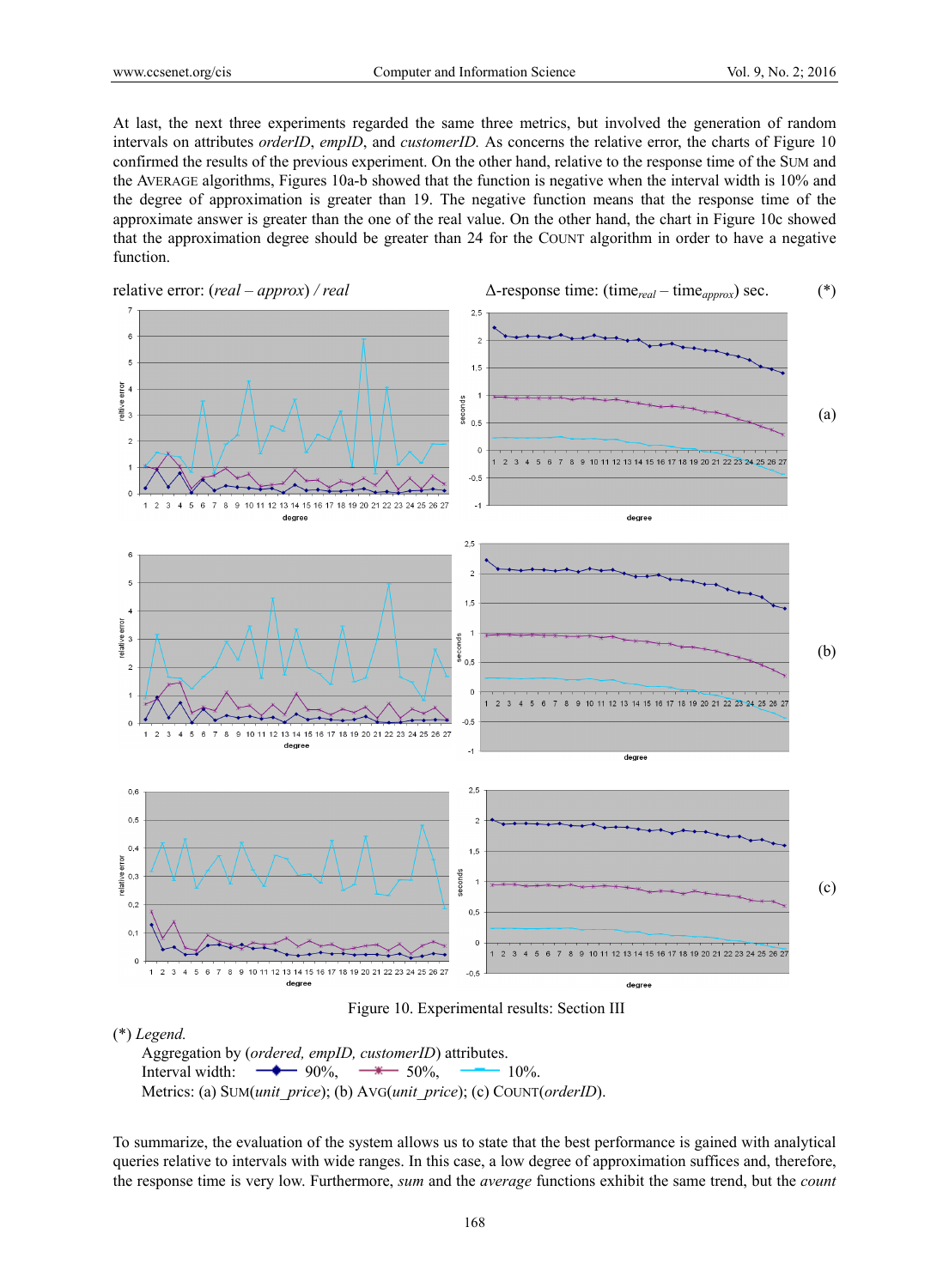At last, the next three experiments regarded the same three metrics, but involved the generation of random intervals on attributes *orderID*, *empID*, and *customerID.* As concerns the relative error, the charts of Figure 10 confirmed the results of the previous experiment. On the other hand, relative to the response time of the SUM and the AVERAGE algorithms, Figures 10a-b showed that the function is negative when the interval width is 10% and the degree of approximation is greater than 19. The negative function means that the response time of the approximate answer is greater than the one of the real value. On the other hand, the chart in Figure 10c showed that the approximation degree should be greater than 24 for the COUNT algorithm in order to have a negative function.

relative error: (*real* – *approx*) / *real* Δ-response time: ($\text{time}_{real}$ – $\text{time}_{approx}$) sec. (*)

(a)

(b)

(c)

Figure 10. Experimental results: Section III

(*) *Legend.*

Aggregation by (*ordered, empID, customerID*) attributes.

Interval width: 90%, 50%, 10%.

Metrics: (a) SUM(*unit_price*); (b) AVG(*unit_price*); (c) COUNT(*orderID*).

To summarize, the evaluation of the system allows us to state that the best performance is gained with analytical queries relative to intervals with wide ranges. In this case, a low degree of approximation suffices and, therefore, the response time is very low. Furthermore, *sum* and the *average* functions exhibit the same trend, but the *count*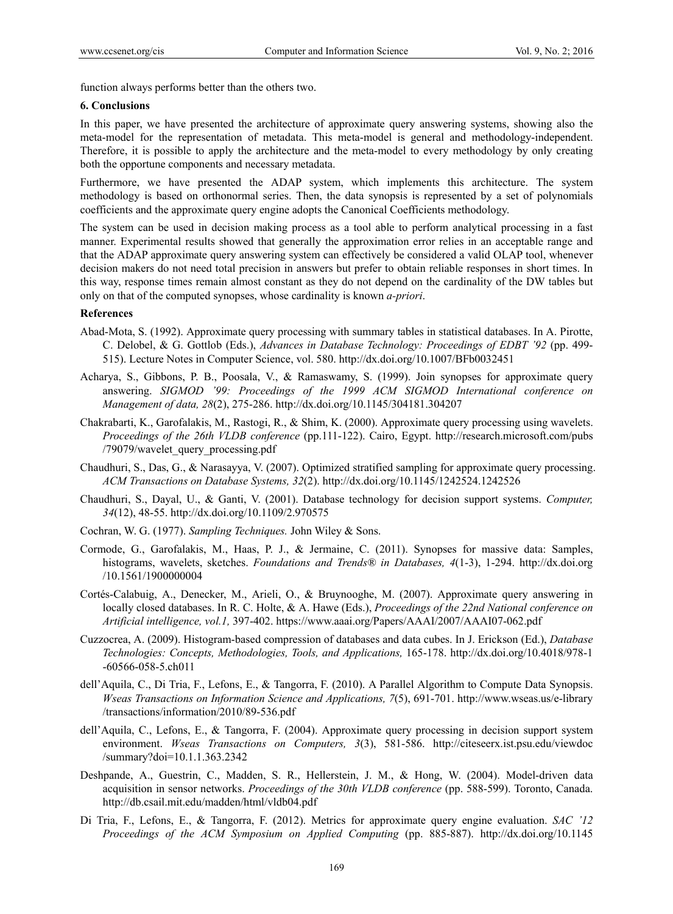function always performs better than the others two.

## 6. Conclusions

In this paper, we have presented the architecture of approximate query answering systems, showing also the meta-model for the representation of metadata. This meta-model is general and methodology-independent. Therefore, it is possible to apply the architecture and the meta-model to every methodology by only creating both the opportune components and necessary metadata.

Furthermore, we have presented the ADAP system, which implements this architecture. The system methodology is based on orthonormal series. Then, the data synopsis is represented by a set of polynomials coefficients and the approximate query engine adopts the Canonical Coefficients methodology.

The system can be used in decision making process as a tool able to perform analytical processing in a fast manner. Experimental results showed that generally the approximation error relies in an acceptable range and that the ADAP approximate query answering system can effectively be considered a valid OLAP tool, whenever decision makers do not need total precision in answers but prefer to obtain reliable responses in short times. In this way, response times remain almost constant as they do not depend on the cardinality of the DW tables but only on that of the computed synopses, whose cardinality is known *a-priori*.

## References

Abad-Mota, S. (1992). Approximate query processing with summary tables in statistical databases. In A. Pirotte, C. Delobel, & G. Gottlob (Eds.), *Advances in Database Technology: Proceedings of EDBT '92* (pp. 499-515). Lecture Notes in Computer Science, vol. 580. http://dx.doi.org/10.1007/BFb0032451

Acharya, S., Gibbons, P. B., Poosala, V., & Ramaswamy, S. (1999). Join synopses for approximate query answering. *SIGMOD '99: Proceedings of the 1999 ACM SIGMOD International conference on Management of data, 28*(2), 275-286. http://dx.doi.org/10.1145/304181.304207

Chakrabarti, K., Garofalakis, M., Rastogi, R., & Shim, K. (2000). Approximate query processing using wavelets. *Proceedings of the 26th VLDB conference* (pp.111-122). Cairo, Egypt. http://research.microsoft.com/pubs/79079/wavelet_query_processing.pdf

Chaudhuri, S., Das, G., & Narasayya, V. (2007). Optimized stratified sampling for approximate query processing. *ACM Transactions on Database Systems, 32*(2). http://dx.doi.org/10.1145/1242524.1242526

Chaudhuri, S., Dayal, U., & Ganti, V. (2001). Database technology for decision support systems. *Computer, 34*(12), 48-55. http://dx.doi.org/10.1109/2.970575

Cochran, W. G. (1977). *Sampling Techniques.* John Wiley & Sons.

Cormode, G., Garofalakis, M., Haas, P. J., & Jermaine, C. (2011). Synopses for massive data: Samples, histograms, wavelets, sketches. *Foundations and Trends® in Databases, 4*(1-3), 1-294. http://dx.doi.org/10.1561/1900000004

Cortés-Calabuig, A., Denecker, M., Arieli, O., & Bruynooghe, M. (2007). Approximate query answering in locally closed databases. In R. C. Holte, & A. Hawe (Eds.), *Proceedings of the 22nd National conference on Artificial intelligence, vol.1,* 397-402. https://www.aaai.org/Papers/AAAI/2007/AAAI07-062.pdf

Cuzzocrea, A. (2009). Histogram-based compression of databases and data cubes. In J. Erickson (Ed.), *Database Technologies: Concepts, Methodologies, Tools, and Applications,* 165-178. http://dx.doi.org/10.4018/978-1-60566-058-5.ch011

dell'Aquila, C., Di Tria, F., Lefons, E., & Tangorra, F. (2010). A Parallel Algorithm to Compute Data Synopsis. *Wseas Transactions on Information Science and Applications, 7*(5), 691-701. http://www.wseas.us/e-library/transactions/information/2010/89-536.pdf

dell'Aquila, C., Lefons, E., & Tangorra, F. (2004). Approximate query processing in decision support system environment. *Wseas Transactions on Computers, 3*(3), 581-586. http://citeseerx.ist.psu.edu/viewdoc/summary?doi=10.1.1.363.2342

Deshpande, A., Guestrin, C., Madden, S. R., Hellerstein, J. M., & Hong, W. (2004). Model-driven data acquisition in sensor networks. *Proceedings of the 30th VLDB conference* (pp. 588-599). Toronto, Canada. http://db.csail.mit.edu/madden/html/vldb04.pdf

Di Tria, F., Lefons, E., & Tangorra, F. (2012). Metrics for approximate query engine evaluation. *SAC '12 Proceedings of the ACM Symposium on Applied Computing* (pp. 885-887). http://dx.doi.org/10.1145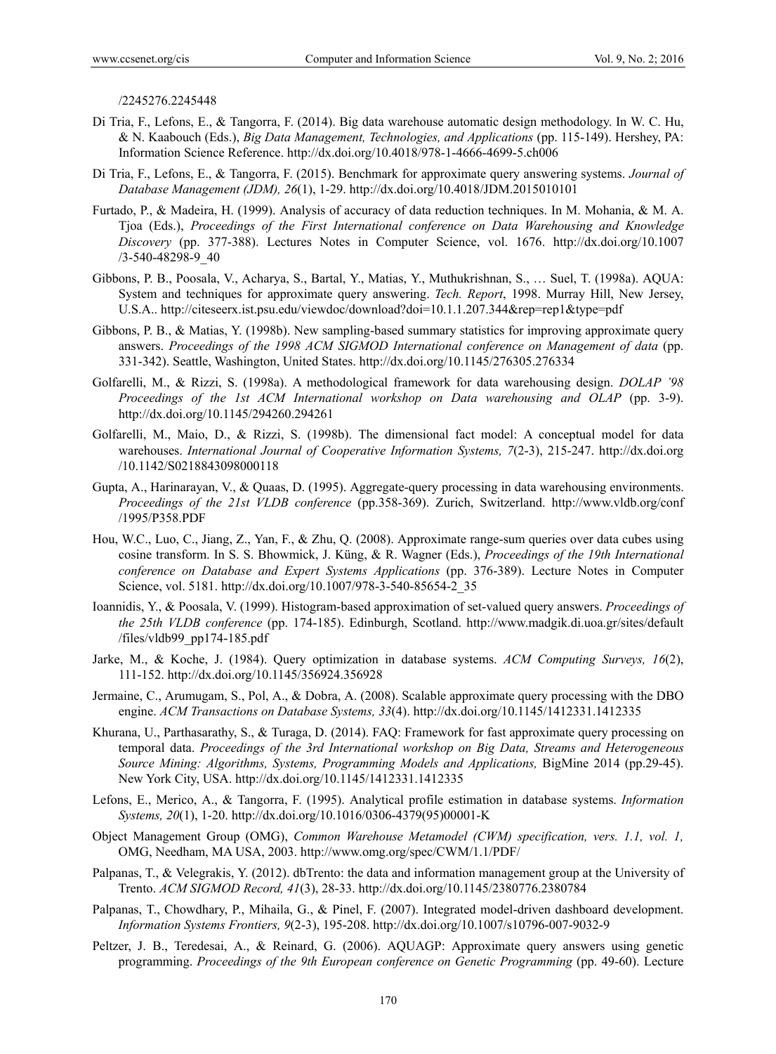/2245276.2245448

Di Tria, F., Lefons, E., & Tangorra, F. (2014). Big data warehouse automatic design methodology. In W. C. Hu, & N. Kaabouch (Eds.), *Big Data Management, Technologies, and Applications* (pp. 115-149). Hershey, PA: Information Science Reference. http://dx.doi.org/10.4018/978-1-4666-4699-5.ch006

Di Tria, F., Lefons, E., & Tangorra, F. (2015). Benchmark for approximate query answering systems. *Journal of Database Management (JDM), 26*(1), 1-29. http://dx.doi.org/10.4018/JDM.2015010101

Furtado, P., & Madeira, H. (1999). Analysis of accuracy of data reduction techniques. In M. Mohania, & M. A. Tjoa (Eds.), *Proceedings of the First International conference on Data Warehousing and Knowledge Discovery* (pp. 377-388). Lectures Notes in Computer Science, vol. 1676. http://dx.doi.org/10.1007/3-540-48298-9_40

Gibbons, P. B., Poosala, V., Acharya, S., Bartal, Y., Matias, Y., Muthukrishnan, S., … Suel, T. (1998a). AQUA: System and techniques for approximate query answering. *Tech. Report*, 1998. Murray Hill, New Jersey, U.S.A.. http://citeseerx.ist.psu.edu/viewdoc/download?doi=10.1.1.207.344&rep=rep1&type=pdf

Gibbons, P. B., & Matias, Y. (1998b). New sampling-based summary statistics for improving approximate query answers. *Proceedings of the 1998 ACM SIGMOD International conference on Management of data* (pp. 331-342). Seattle, Washington, United States. http://dx.doi.org/10.1145/276305.276334

Golfarelli, M., & Rizzi, S. (1998a). A methodological framework for data warehousing design. *DOLAP '98 Proceedings of the 1st ACM International workshop on Data warehousing and OLAP* (pp. 3-9). http://dx.doi.org/10.1145/294260.294261

Golfarelli, M., Maio, D., & Rizzi, S. (1998b). The dimensional fact model: A conceptual model for data warehouses. *International Journal of Cooperative Information Systems, 7*(2-3), 215-247. http://dx.doi.org/10.1142/S0218843098000118

Gupta, A., Harinarayan, V., & Quaas, D. (1995). Aggregate-query processing in data warehousing environments. *Proceedings of the 21st VLDB conference* (pp.358-369). Zurich, Switzerland. http://www.vldb.org/conf/1995/P358.PDF

Hou, W.C., Luo, C., Jiang, Z., Yan, F., & Zhu, Q. (2008). Approximate range-sum queries over data cubes using cosine transform. In S. S. Bhowmick, J. Küng, & R. Wagner (Eds.), *Proceedings of the 19th International conference on Database and Expert Systems Applications* (pp. 376-389). Lecture Notes in Computer Science, vol. 5181. http://dx.doi.org/10.1007/978-3-540-85654-2_35

Ioannidis, Y., & Poosala, V. (1999). Histogram-based approximation of set-valued query answers. *Proceedings of the 25th VLDB conference* (pp. 174-185). Edinburgh, Scotland. http://www.madgik.di.uoa.gr/sites/default/files/vldb99_pp174-185.pdf

Jarke, M., & Koche, J. (1984). Query optimization in database systems. *ACM Computing Surveys, 16*(2), 111-152. http://dx.doi.org/10.1145/356924.356928

Jermaine, C., Arumugam, S., Pol, A., & Dobra, A. (2008). Scalable approximate query processing with the DBO engine. *ACM Transactions on Database Systems, 33*(4). http://dx.doi.org/10.1145/1412331.1412335

Khurana, U., Parthasarathy, S., & Turaga, D. (2014). FAQ: Framework for fast approximate query processing on temporal data. *Proceedings of the 3rd International workshop on Big Data, Streams and Heterogeneous Source Mining: Algorithms, Systems, Programming Models and Applications,* BigMine 2014 (pp.29-45). New York City, USA. http://dx.doi.org/10.1145/1412331.1412335

Lefons, E., Merico, A., & Tangorra, F. (1995). Analytical profile estimation in database systems. *Information Systems, 20*(1), 1-20. http://dx.doi.org/10.1016/0306-4379(95)00001-K

Object Management Group (OMG), *Common Warehouse Metamodel (CWM) specification, vers. 1.1, vol. 1,* OMG, Needham, MA USA, 2003. http://www.omg.org/spec/CWM/1.1/PDF/

Palpanas, T., & Velegrakis, Y. (2012). dbTrento: the data and information management group at the University of Trento. *ACM SIGMOD Record, 41*(3), 28-33. http://dx.doi.org/10.1145/2380776.2380784

Palpanas, T., Chowdhary, P., Mihaila, G., & Pinel, F. (2007). Integrated model-driven dashboard development. *Information Systems Frontiers, 9*(2-3), 195-208. http://dx.doi.org/10.1007/s10796-007-9032-9

Peltzer, J. B., Teredesai, A., & Reinard, G. (2006). AQUAGP: Approximate query answers using genetic programming. *Proceedings of the 9th European conference on Genetic Programming* (pp. 49-60). Lecture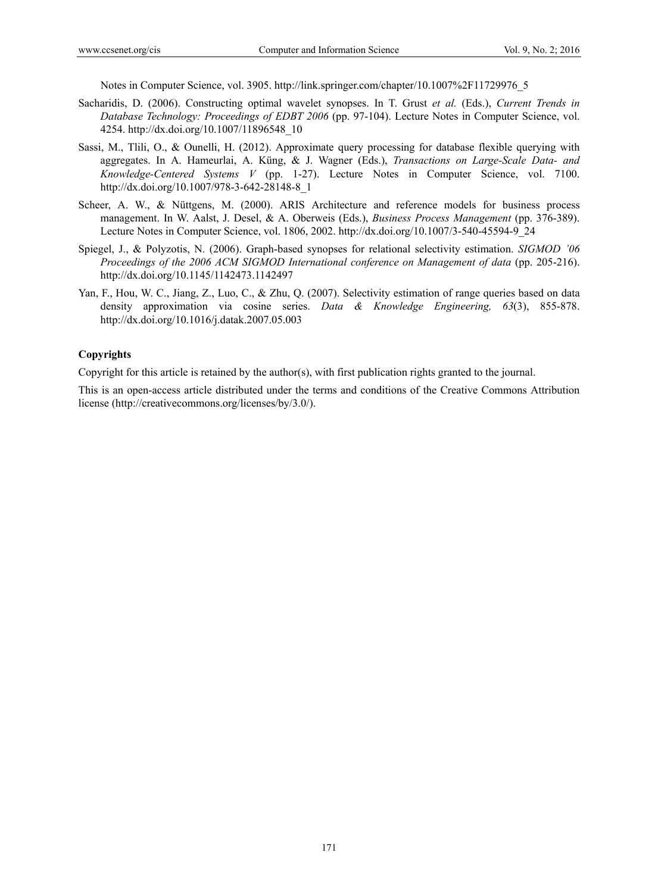Notes in Computer Science, vol. 3905. http://link.springer.com/chapter/10.1007%2F11729976_5

Sacharidis, D. (2006). Constructing optimal wavelet synopses. In T. Grust *et al.* (Eds.), *Current Trends in Database Technology: Proceedings of EDBT 2006* (pp. 97-104). Lecture Notes in Computer Science, vol. 4254. http://dx.doi.org/10.1007/11896548_10

Sassi, M., Tlili, O., & Ounelli, H. (2012). Approximate query processing for database flexible querying with aggregates. In A. Hameurlai, A. Küng, & J. Wagner (Eds.), *Transactions on Large-Scale Data- and Knowledge-Centered Systems V* (pp. 1-27). Lecture Notes in Computer Science, vol. 7100. http://dx.doi.org/10.1007/978-3-642-28148-8_1

Scheer, A. W., & Nüttgens, M. (2000). ARIS Architecture and reference models for business process management. In W. Aalst, J. Desel, & A. Oberweis (Eds.), *Business Process Management* (pp. 376-389). Lecture Notes in Computer Science, vol. 1806, 2002. http://dx.doi.org/10.1007/3-540-45594-9_24

Spiegel, J., & Polyzotis, N. (2006). Graph-based synopses for relational selectivity estimation. *SIGMOD '06 Proceedings of the 2006 ACM SIGMOD International conference on Management of data* (pp. 205-216). http://dx.doi.org/10.1145/1142473.1142497

Yan, F., Hou, W. C., Jiang, Z., Luo, C., & Zhu, Q. (2007). Selectivity estimation of range queries based on data density approximation via cosine series. *Data & Knowledge Engineering, 63*(3), 855-878. http://dx.doi.org/10.1016/j.datak.2007.05.003

**Copyrights**

Copyright for this article is retained by the author(s), with first publication rights granted to the journal.

This is an open-access article distributed under the terms and conditions of the Creative Commons Attribution license (http://creativecommons.org/licenses/by/3.0/).